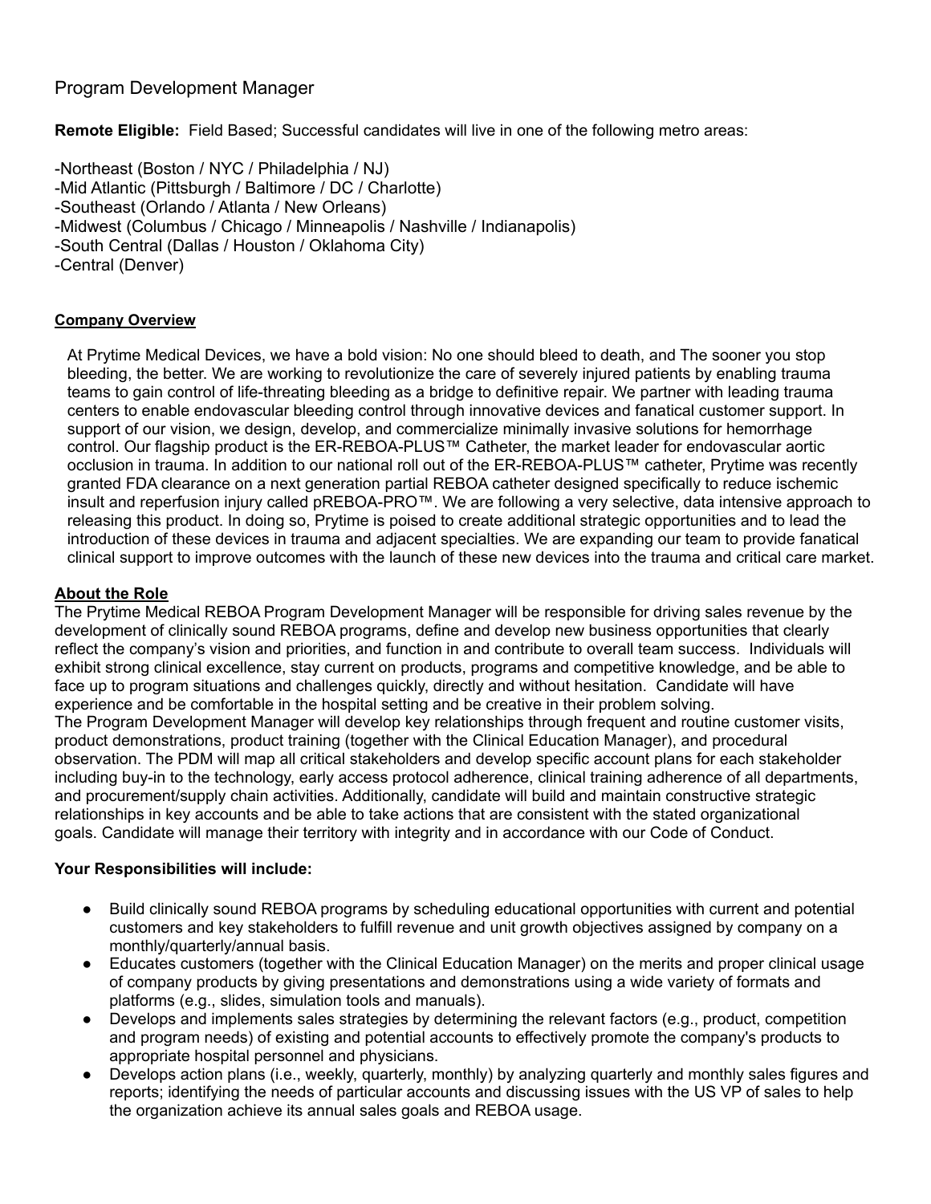# Program Development Manager

**Remote Eligible:** Field Based; Successful candidates will live in one of the following metro areas:

-Northeast (Boston / NYC / Philadelphia / NJ)
-Mid Atlantic (Pittsburgh / Baltimore / DC / Charlotte)
-Southeast (Orlando / Atlanta / New Orleans)
-Midwest (Columbus / Chicago / Minneapolis / Nashville / Indianapolis)
-South Central (Dallas / Houston / Oklahoma City)
-Central (Denver)

## Company Overview

At Prytime Medical Devices, we have a bold vision: No one should bleed to death, and The sooner you stop bleeding, the better. We are working to revolutionize the care of severely injured patients by enabling trauma teams to gain control of life-threating bleeding as a bridge to definitive repair. We partner with leading trauma centers to enable endovascular bleeding control through innovative devices and fanatical customer support. In support of our vision, we design, develop, and commercialize minimally invasive solutions for hemorrhage control. Our flagship product is the ER-REBOA-PLUS™ Catheter, the market leader for endovascular aortic occlusion in trauma. In addition to our national roll out of the ER-REBOA-PLUS™ catheter, Prytime was recently granted FDA clearance on a next generation partial REBOA catheter designed specifically to reduce ischemic insult and reperfusion injury called pREBOA-PRO™. We are following a very selective, data intensive approach to releasing this product. In doing so, Prytime is poised to create additional strategic opportunities and to lead the introduction of these devices in trauma and adjacent specialties. We are expanding our team to provide fanatical clinical support to improve outcomes with the launch of these new devices into the trauma and critical care market.

## About the Role

The Prytime Medical REBOA Program Development Manager will be responsible for driving sales revenue by the development of clinically sound REBOA programs, define and develop new business opportunities that clearly reflect the company's vision and priorities, and function in and contribute to overall team success. Individuals will exhibit strong clinical excellence, stay current on products, programs and competitive knowledge, and be able to face up to program situations and challenges quickly, directly and without hesitation. Candidate will have experience and be comfortable in the hospital setting and be creative in their problem solving.

The Program Development Manager will develop key relationships through frequent and routine customer visits, product demonstrations, product training (together with the Clinical Education Manager), and procedural observation. The PDM will map all critical stakeholders and develop specific account plans for each stakeholder including buy-in to the technology, early access protocol adherence, clinical training adherence of all departments, and procurement/supply chain activities. Additionally, candidate will build and maintain constructive strategic relationships in key accounts and be able to take actions that are consistent with the stated organizational goals. Candidate will manage their territory with integrity and in accordance with our Code of Conduct.

**Your Responsibilities will include:**

- Build clinically sound REBOA programs by scheduling educational opportunities with current and potential customers and key stakeholders to fulfill revenue and unit growth objectives assigned by company on a monthly/quarterly/annual basis.
- Educates customers (together with the Clinical Education Manager) on the merits and proper clinical usage of company products by giving presentations and demonstrations using a wide variety of formats and platforms (e.g., slides, simulation tools and manuals).
- Develops and implements sales strategies by determining the relevant factors (e.g., product, competition and program needs) of existing and potential accounts to effectively promote the company's products to appropriate hospital personnel and physicians.
- Develops action plans (i.e., weekly, quarterly, monthly) by analyzing quarterly and monthly sales figures and reports; identifying the needs of particular accounts and discussing issues with the US VP of sales to help the organization achieve its annual sales goals and REBOA usage.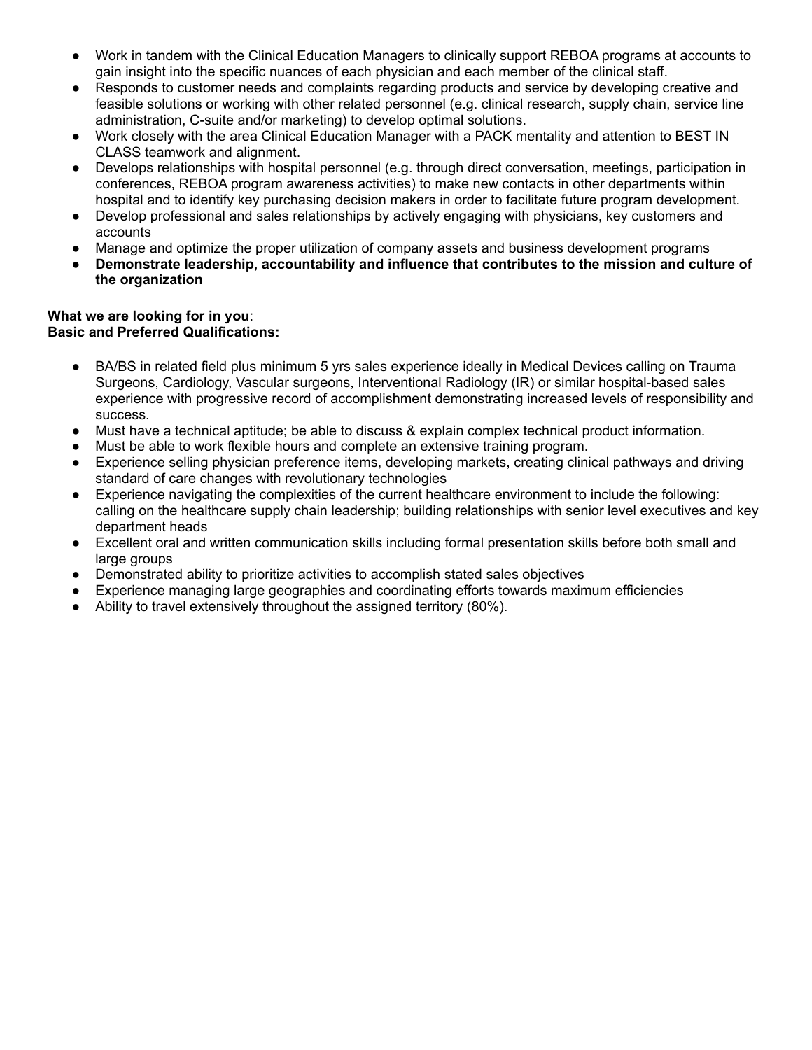- Work in tandem with the Clinical Education Managers to clinically support REBOA programs at accounts to gain insight into the specific nuances of each physician and each member of the clinical staff.
- Responds to customer needs and complaints regarding products and service by developing creative and feasible solutions or working with other related personnel (e.g. clinical research, supply chain, service line administration, C-suite and/or marketing) to develop optimal solutions.
- Work closely with the area Clinical Education Manager with a PACK mentality and attention to BEST IN CLASS teamwork and alignment.
- Develops relationships with hospital personnel (e.g. through direct conversation, meetings, participation in conferences, REBOA program awareness activities) to make new contacts in other departments within hospital and to identify key purchasing decision makers in order to facilitate future program development.
- Develop professional and sales relationships by actively engaging with physicians, key customers and accounts
- Manage and optimize the proper utilization of company assets and business development programs
- **Demonstrate leadership, accountability and influence that contributes to the mission and culture of the organization**

**What we are looking for in you**:
**Basic and Preferred Qualifications:**

- BA/BS in related field plus minimum 5 yrs sales experience ideally in Medical Devices calling on Trauma Surgeons, Cardiology, Vascular surgeons, Interventional Radiology (IR) or similar hospital-based sales experience with progressive record of accomplishment demonstrating increased levels of responsibility and success.
- Must have a technical aptitude; be able to discuss & explain complex technical product information.
- Must be able to work flexible hours and complete an extensive training program.
- Experience selling physician preference items, developing markets, creating clinical pathways and driving standard of care changes with revolutionary technologies
- Experience navigating the complexities of the current healthcare environment to include the following: calling on the healthcare supply chain leadership; building relationships with senior level executives and key department heads
- Excellent oral and written communication skills including formal presentation skills before both small and large groups
- Demonstrated ability to prioritize activities to accomplish stated sales objectives
- Experience managing large geographies and coordinating efforts towards maximum efficiencies
- Ability to travel extensively throughout the assigned territory (80%).